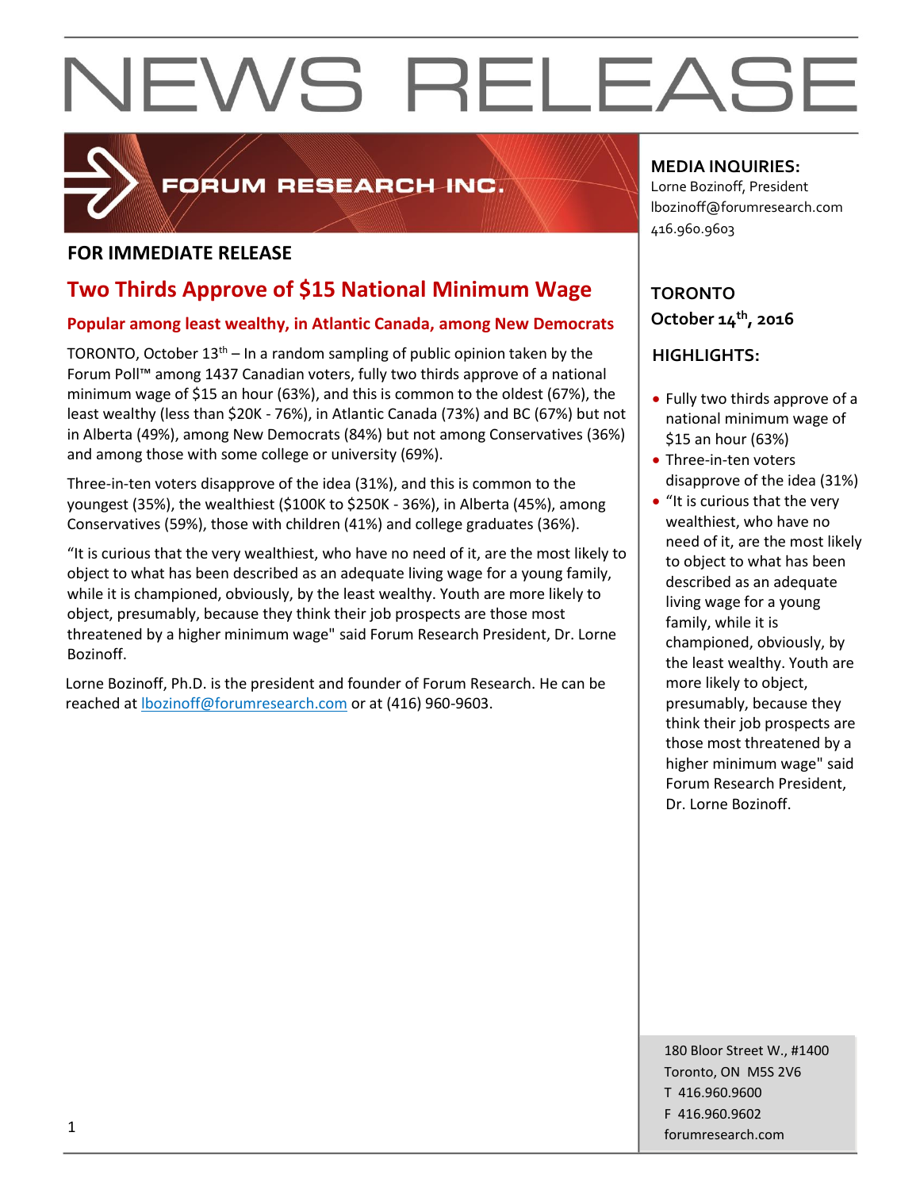# NEWS RELEASE

FORUM RESEARCH INC.

**FOR IMMEDIATE RELEASE**

## Two Thirds Approve of $15 National Minimum Wage

### Popular among least wealthy, in Atlantic Canada, among New Democrats

TORONTO, October 13th – In a random sampling of public opinion taken by the Forum Poll™ among 1437 Canadian voters, fully two thirds approve of a national minimum wage of $15 an hour (63%), and this is common to the oldest (67%), the least wealthy (less than $20K - 76%), in Atlantic Canada (73%) and BC (67%) but not in Alberta (49%), among New Democrats (84%) but not among Conservatives (36%) and among those with some college or university (69%).

Three-in-ten voters disapprove of the idea (31%), and this is common to the youngest (35%), the wealthiest ($100K to $250K - 36%), in Alberta (45%), among Conservatives (59%), those with children (41%) and college graduates (36%).

"It is curious that the very wealthiest, who have no need of it, are the most likely to object to what has been described as an adequate living wage for a young family, while it is championed, obviously, by the least wealthy. Youth are more likely to object, presumably, because they think their job prospects are those most threatened by a higher minimum wage" said Forum Research President, Dr. Lorne Bozinoff.

Lorne Bozinoff, Ph.D. is the president and founder of Forum Research. He can be reached at lbozinoff@forumresearch.com or at (416) 960-9603.

**MEDIA INQUIRIES:**
Lorne Bozinoff, President
lbozinoff@forumresearch.com
416.960.9603

**TORONTO**
**October 14th, 2016**

**HIGHLIGHTS:**

- Fully two thirds approve of a national minimum wage of $15 an hour (63%)
- Three-in-ten voters disapprove of the idea (31%)
- "It is curious that the very wealthiest, who have no need of it, are the most likely to object to what has been described as an adequate living wage for a young family, while it is championed, obviously, by the least wealthy. Youth are more likely to object, presumably, because they think their job prospects are those most threatened by a higher minimum wage" said Forum Research President, Dr. Lorne Bozinoff.

180 Bloor Street W., #1400
Toronto, ON M5S 2V6
T 416.960.9600
F 416.960.9602
forumresearch.com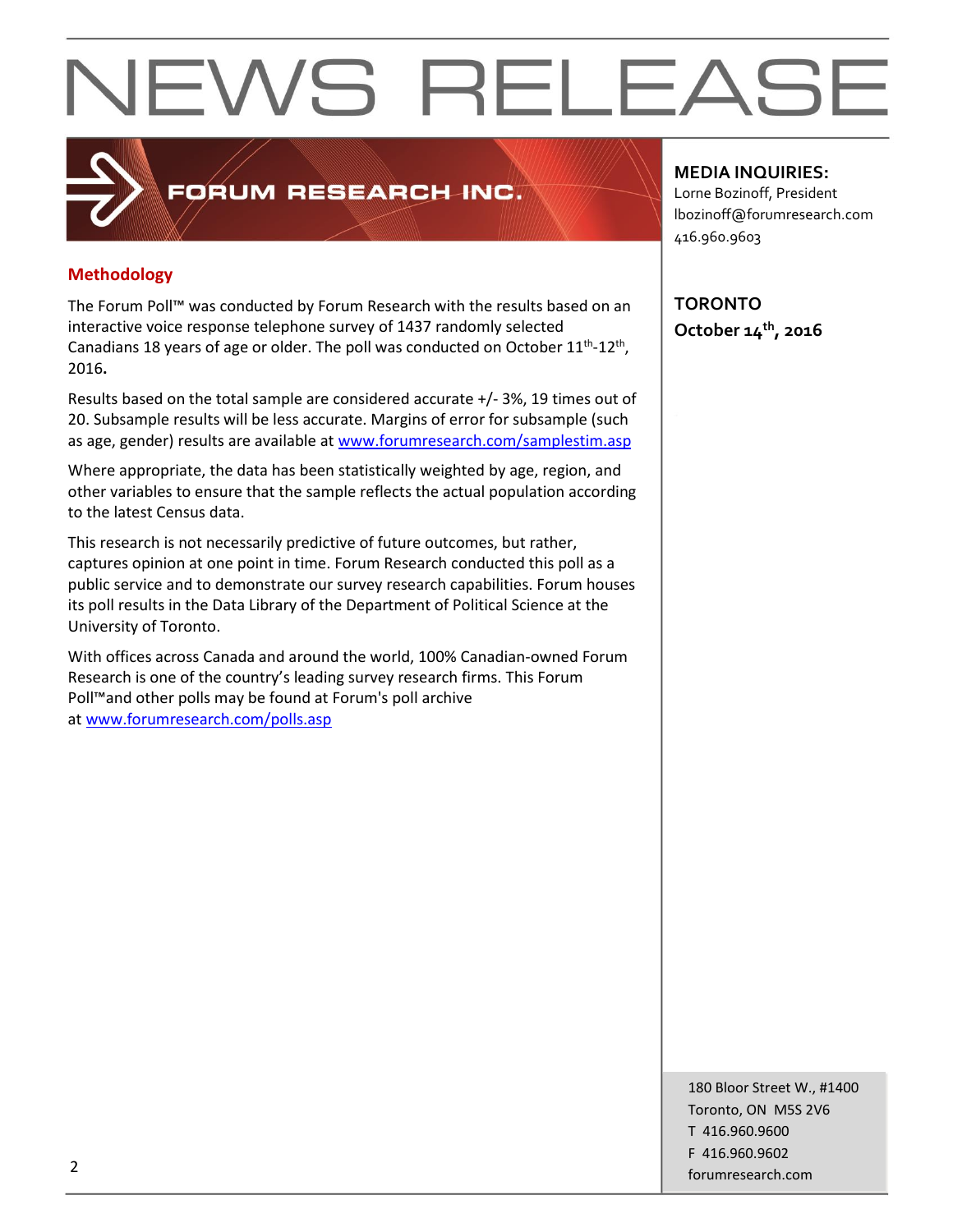# NEWS RELEASE

FORUM RESEARCH INC.

## Methodology

The Forum Poll™ was conducted by Forum Research with the results based on an interactive voice response telephone survey of 1437 randomly selected Canadians 18 years of age or older. The poll was conducted on October 11th-12th, 2016**.**

Results based on the total sample are considered accurate +/- 3%, 19 times out of 20. Subsample results will be less accurate. Margins of error for subsample (such as age, gender) results are available at www.forumresearch.com/samplestim.asp

Where appropriate, the data has been statistically weighted by age, region, and other variables to ensure that the sample reflects the actual population according to the latest Census data.

This research is not necessarily predictive of future outcomes, but rather, captures opinion at one point in time. Forum Research conducted this poll as a public service and to demonstrate our survey research capabilities. Forum houses its poll results in the Data Library of the Department of Political Science at the University of Toronto.

With offices across Canada and around the world, 100% Canadian-owned Forum Research is one of the country's leading survey research firms. This Forum Poll™and other polls may be found at Forum's poll archive at www.forumresearch.com/polls.asp

**MEDIA INQUIRIES:**
Lorne Bozinoff, President
lbozinoff@forumresearch.com
416.960.9603

**TORONTO**
**October 14th, 2016**

180 Bloor Street W., #1400
Toronto, ON M5S 2V6
T 416.960.9600
F 416.960.9602
forumresearch.com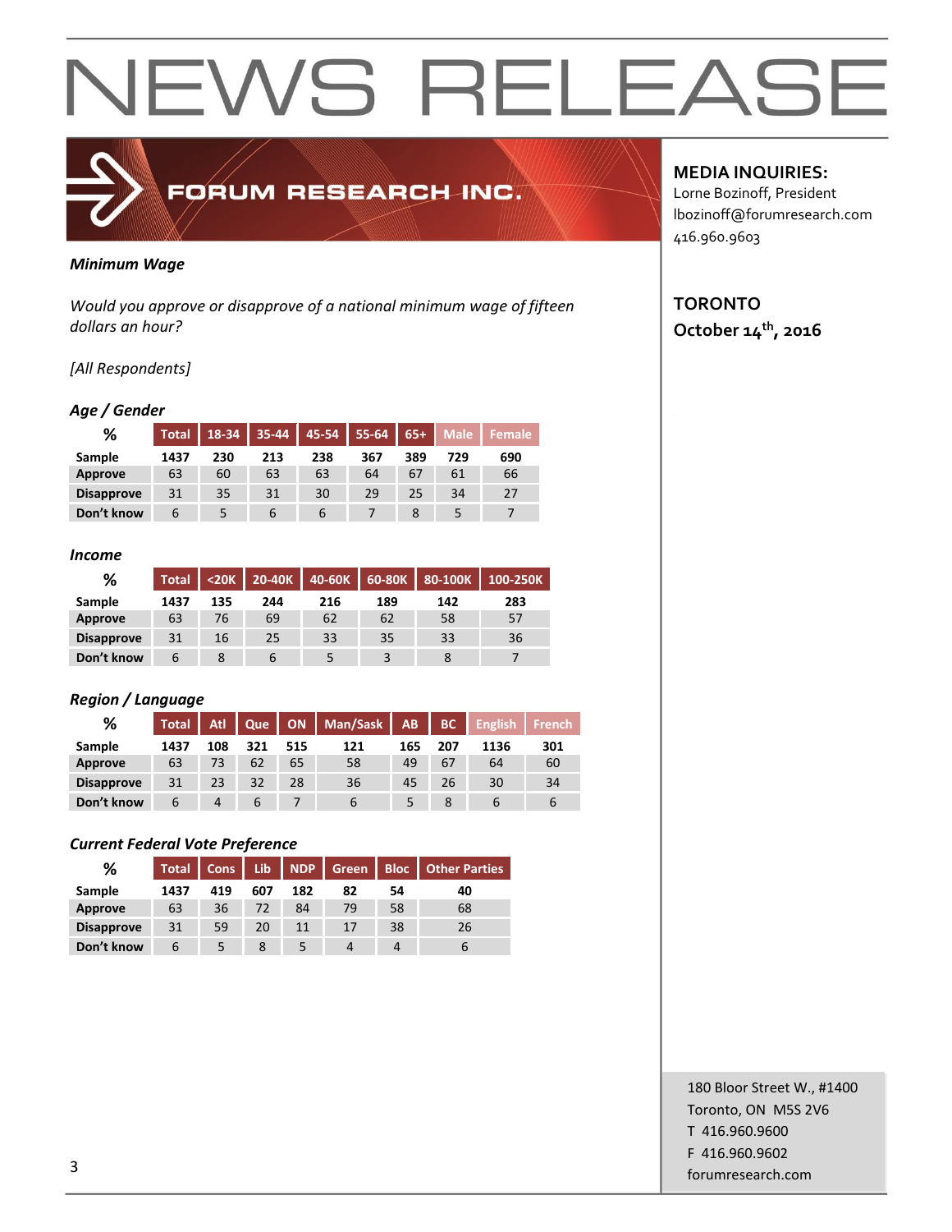# NEWS RELEASE

**FORUM RESEARCH INC.**

**MEDIA INQUIRIES:**
Lorne Bozinoff, President
lbozinoff@forumresearch.com
416.960.9603

**TORONTO**
**October 14th, 2016**

***Minimum Wage***

*Would you approve or disapprove of a national minimum wage of fifteen dollars an hour?*

*[All Respondents]*

***Age / Gender***

| % | Total | 18-34 | 35-44 | 45-54 | 55-64 | 65+ | Male | Female |
|---|---|---|---|---|---|---|---|---|
| **Sample** | 1437 | 230 | 213 | 238 | 367 | 389 | 729 | 690 |
| **Approve** | 63 | 60 | 63 | 63 | 64 | 67 | 61 | 66 |
| **Disapprove** | 31 | 35 | 31 | 30 | 29 | 25 | 34 | 27 |
| **Don't know** | 6 | 5 | 6 | 6 | 7 | 8 | 5 | 7 |

***Income***

| % | Total | <20K | 20-40K | 40-60K | 60-80K | 80-100K | 100-250K |
|---|---|---|---|---|---|---|---|
| **Sample** | 1437 | 135 | 244 | 216 | 189 | 142 | 283 |
| **Approve** | 63 | 76 | 69 | 62 | 62 | 58 | 57 |
| **Disapprove** | 31 | 16 | 25 | 33 | 35 | 33 | 36 |
| **Don't know** | 6 | 8 | 6 | 5 | 3 | 8 | 7 |

***Region / Language***

| % | Total | Atl | Que | ON | Man/Sask | AB | BC | English | French |
|---|---|---|---|---|---|---|---|---|---|
| **Sample** | 1437 | 108 | 321 | 515 | 121 | 165 | 207 | 1136 | 301 |
| **Approve** | 63 | 73 | 62 | 65 | 58 | 49 | 67 | 64 | 60 |
| **Disapprove** | 31 | 23 | 32 | 28 | 36 | 45 | 26 | 30 | 34 |
| **Don't know** | 6 | 4 | 6 | 7 | 6 | 5 | 8 | 6 | 6 |

***Current Federal Vote Preference***

| % | Total | Cons | Lib | NDP | Green | Bloc | Other Parties |
|---|---|---|---|---|---|---|---|
| **Sample** | 1437 | 419 | 607 | 182 | 82 | 54 | 40 |
| **Approve** | 63 | 36 | 72 | 84 | 79 | 58 | 68 |
| **Disapprove** | 31 | 59 | 20 | 11 | 17 | 38 | 26 |
| **Don't know** | 6 | 5 | 8 | 5 | 4 | 4 | 6 |

180 Bloor Street W., #1400
Toronto, ON M5S 2V6
T 416.960.9600
F 416.960.9602
forumresearch.com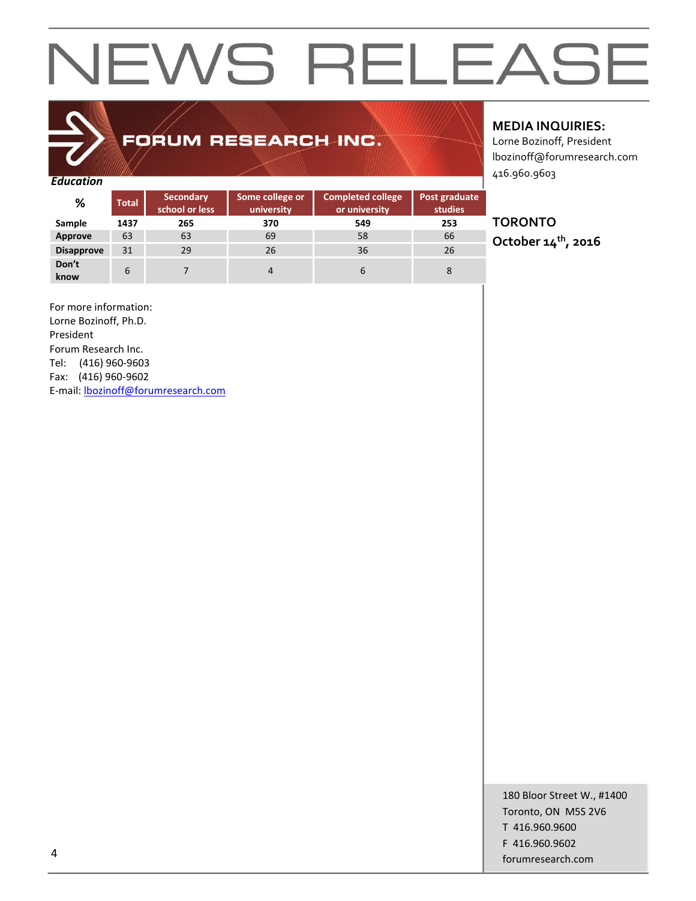# NEWS RELEASE

FORUM RESEARCH INC.

**MEDIA INQUIRIES:**
Lorne Bozinoff, President
lbozinoff@forumresearch.com
416.960.9603

**TORONTO**
**October 14th, 2016**

***Education***

| % | Total | Secondary school or less | Some college or university | Completed college or university | Post graduate studies |
|---|---|---|---|---|---|
| **Sample** | **1437** | **265** | **370** | **549** | **253** |
| **Approve** | 63 | 63 | 69 | 58 | 66 |
| **Disapprove** | 31 | 29 | 26 | 36 | 26 |
| **Don't know** | 6 | 7 | 4 | 6 | 8 |

For more information:
Lorne Bozinoff, Ph.D.
President
Forum Research Inc.
Tel: (416) 960-9603
Fax: (416) 960-9602
E-mail: lbozinoff@forumresearch.com

180 Bloor Street W., #1400
Toronto, ON M5S 2V6
T 416.960.9600
F 416.960.9602
forumresearch.com